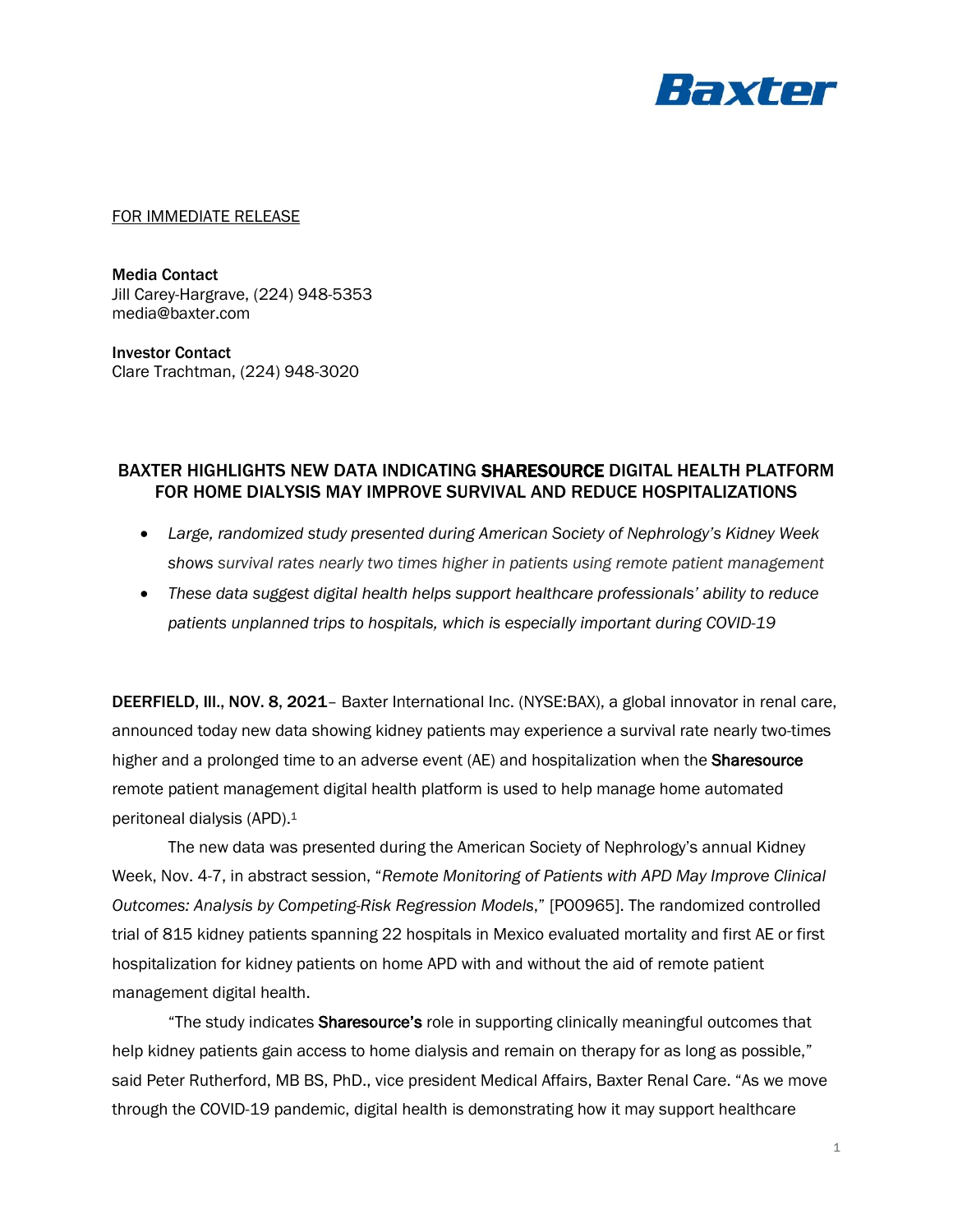Baxter

FOR IMMEDIATE RELEASE

**Media Contact**
Jill Carey-Hargrave, (224) 948-5353
media@baxter.com

**Investor Contact**
Clare Trachtman, (224) 948-3020

# BAXTER HIGHLIGHTS NEW DATA INDICATING SHARESOURCE DIGITAL HEALTH PLATFORM FOR HOME DIALYSIS MAY IMPROVE SURVIVAL AND REDUCE HOSPITALIZATIONS

- *Large, randomized study presented during American Society of Nephrology's Kidney Week shows survival rates nearly two times higher in patients using remote patient management*
- *These data suggest digital health helps support healthcare professionals' ability to reduce patients unplanned trips to hospitals, which is especially important during COVID-19*

**DEERFIELD, Ill., NOV. 8, 2021**– Baxter International Inc. (NYSE:BAX), a global innovator in renal care, announced today new data showing kidney patients may experience a survival rate nearly two-times higher and a prolonged time to an adverse event (AE) and hospitalization when the **Sharesource** remote patient management digital health platform is used to help manage home automated peritoneal dialysis (APD).[1]

The new data was presented during the American Society of Nephrology's annual Kidney Week, Nov. 4-7, in abstract session, "*Remote Monitoring of Patients with APD May Improve Clinical Outcomes: Analysis by Competing-Risk Regression Models*," [PO0965]. The randomized controlled trial of 815 kidney patients spanning 22 hospitals in Mexico evaluated mortality and first AE or first hospitalization for kidney patients on home APD with and without the aid of remote patient management digital health.

"The study indicates **Sharesource's** role in supporting clinically meaningful outcomes that help kidney patients gain access to home dialysis and remain on therapy for as long as possible," said Peter Rutherford, MB BS, PhD., vice president Medical Affairs, Baxter Renal Care. "As we move through the COVID-19 pandemic, digital health is demonstrating how it may support healthcare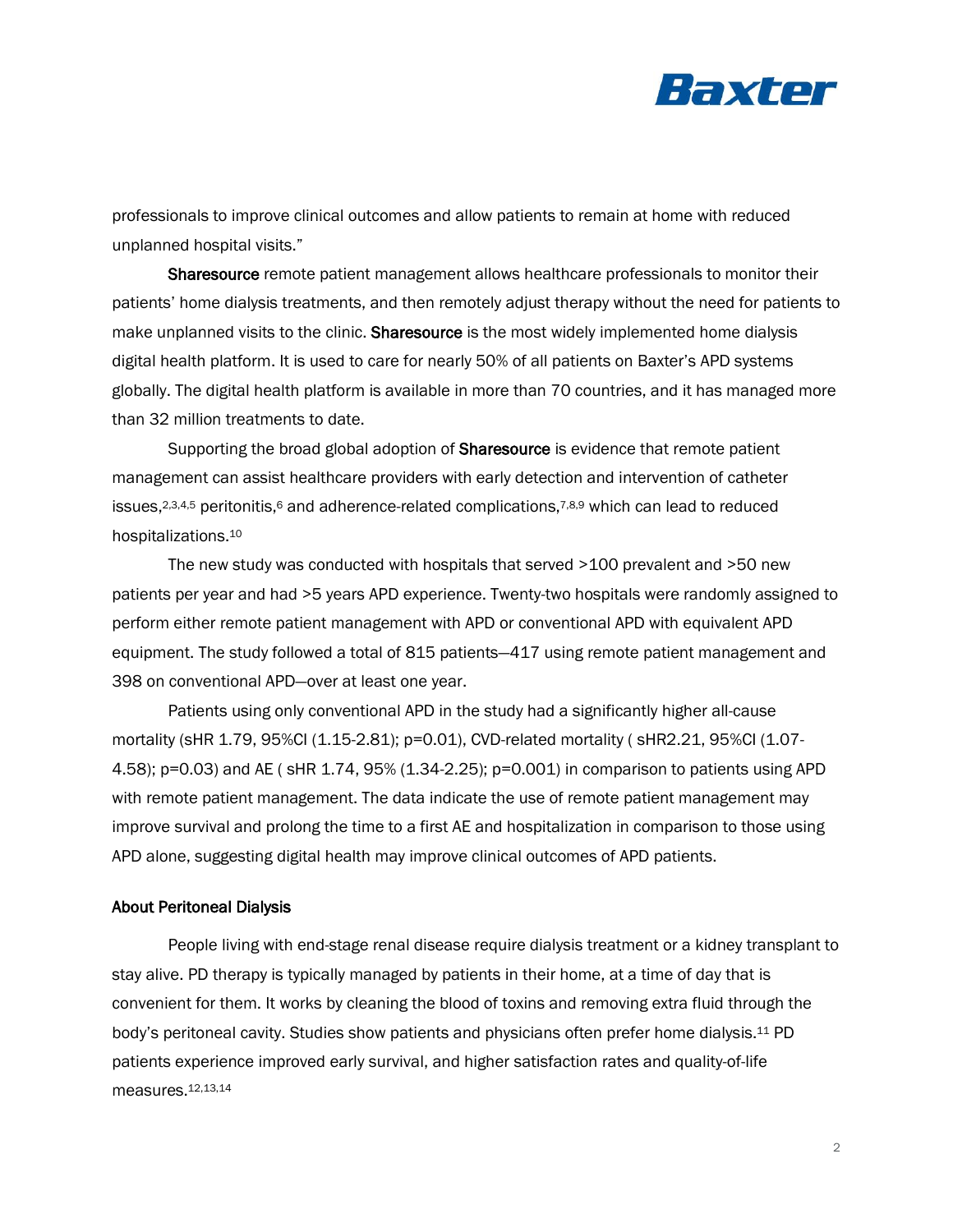professionals to improve clinical outcomes and allow patients to remain at home with reduced unplanned hospital visits."

**Sharesource** remote patient management allows healthcare professionals to monitor their patients' home dialysis treatments, and then remotely adjust therapy without the need for patients to make unplanned visits to the clinic. **Sharesource** is the most widely implemented home dialysis digital health platform. It is used to care for nearly 50% of all patients on Baxter's APD systems globally. The digital health platform is available in more than 70 countries, and it has managed more than 32 million treatments to date.

Supporting the broad global adoption of **Sharesource** is evidence that remote patient management can assist healthcare providers with early detection and intervention of catheter issues,[2,3,4,5] peritonitis,[6] and adherence-related complications,[7,8,9] which can lead to reduced hospitalizations.[10]

The new study was conducted with hospitals that served >100 prevalent and >50 new patients per year and had >5 years APD experience. Twenty-two hospitals were randomly assigned to perform either remote patient management with APD or conventional APD with equivalent APD equipment. The study followed a total of 815 patients—417 using remote patient management and 398 on conventional APD—over at least one year.

Patients using only conventional APD in the study had a significantly higher all-cause mortality (sHR 1.79, 95%CI (1.15-2.81); p=0.01), CVD-related mortality ( sHR2.21, 95%CI (1.07-4.58); p=0.03) and AE ( sHR 1.74, 95% (1.34-2.25); p=0.001) in comparison to patients using APD with remote patient management. The data indicate the use of remote patient management may improve survival and prolong the time to a first AE and hospitalization in comparison to those using APD alone, suggesting digital health may improve clinical outcomes of APD patients.

## About Peritoneal Dialysis

People living with end-stage renal disease require dialysis treatment or a kidney transplant to stay alive. PD therapy is typically managed by patients in their home, at a time of day that is convenient for them. It works by cleaning the blood of toxins and removing extra fluid through the body's peritoneal cavity. Studies show patients and physicians often prefer home dialysis.[11] PD patients experience improved early survival, and higher satisfaction rates and quality-of-life measures.[12,13,14]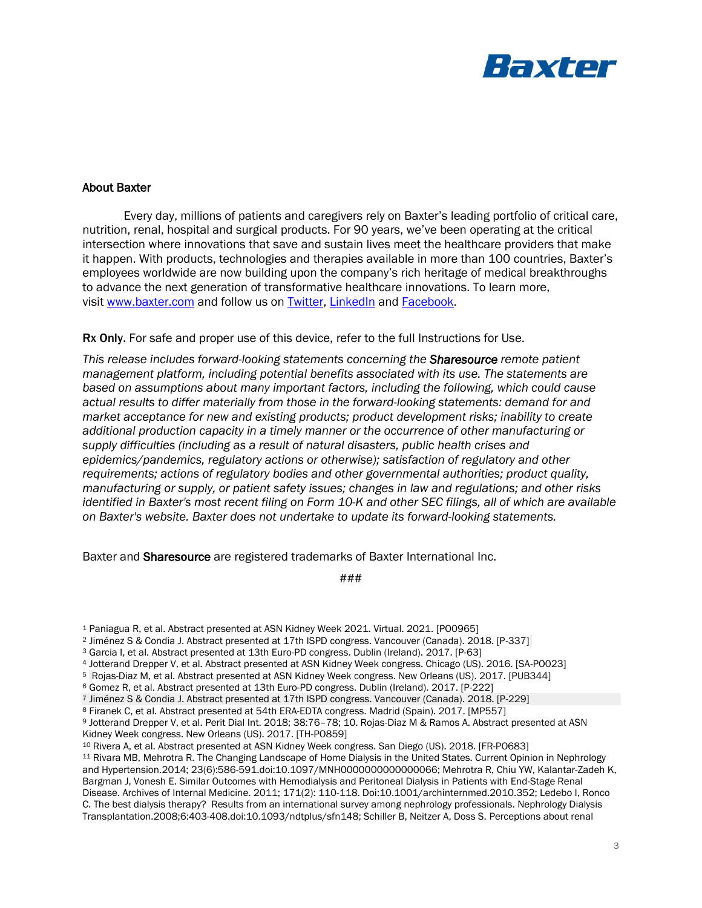Baxter

## About Baxter

Every day, millions of patients and caregivers rely on Baxter's leading portfolio of critical care, nutrition, renal, hospital and surgical products. For 90 years, we've been operating at the critical intersection where innovations that save and sustain lives meet the healthcare providers that make it happen. With products, technologies and therapies available in more than 100 countries, Baxter's employees worldwide are now building upon the company's rich heritage of medical breakthroughs to advance the next generation of transformative healthcare innovations. To learn more, visit [www.baxter.com](http://www.baxter.com) and follow us on [Twitter](), [LinkedIn]() and [Facebook]().

**Rx Only.** For safe and proper use of this device, refer to the full Instructions for Use.

*This release includes forward-looking statements concerning the* ***Sharesource*** *remote patient management platform, including potential benefits associated with its use. The statements are based on assumptions about many important factors, including the following, which could cause actual results to differ materially from those in the forward-looking statements: demand for and market acceptance for new and existing products; product development risks; inability to create additional production capacity in a timely manner or the occurrence of other manufacturing or supply difficulties (including as a result of natural disasters, public health crises and epidemics/pandemics, regulatory actions or otherwise); satisfaction of regulatory and other requirements; actions of regulatory bodies and other governmental authorities; product quality, manufacturing or supply, or patient safety issues; changes in law and regulations; and other risks identified in Baxter's most recent filing on Form 10-K and other SEC filings, all of which are available on Baxter's website. Baxter does not undertake to update its forward-looking statements.*

Baxter and **Sharesource** are registered trademarks of Baxter International Inc.

###

[1] Paniagua R, et al. Abstract presented at ASN Kidney Week 2021. Virtual. 2021. [P00965]

[2] Jiménez S & Condia J. Abstract presented at 17th ISPD congress. Vancouver (Canada). 2018. [P-337]

[3] Garcia I, et al. Abstract presented at 13th Euro-PD congress. Dublin (Ireland). 2017. [P-63]

[4] Jotterand Drepper V, et al. Abstract presented at ASN Kidney Week congress. Chicago (US). 2016. [SA-PO023]

[5] Rojas-Diaz M, et al. Abstract presented at ASN Kidney Week congress. New Orleans (US). 2017. [PUB344]

[6] Gomez R, et al. Abstract presented at 13th Euro-PD congress. Dublin (Ireland). 2017. [P-222]

[7] Jiménez S & Condia J. Abstract presented at 17th ISPD congress. Vancouver (Canada). 2018. [P-229]

[8] Firanek C, et al. Abstract presented at 54th ERA-EDTA congress. Madrid (Spain). 2017. [MP557]

[9] Jotterand Drepper V, et al. Perit Dial Int. 2018; 38:76–78; 10. Rojas-Diaz M & Ramos A. Abstract presented at ASN Kidney Week congress. New Orleans (US). 2017. [TH-PO859]

[10] Rivera A, et al. Abstract presented at ASN Kidney Week congress. San Diego (US). 2018. [FR-PO683]

[11] Rivara MB, Mehrotra R. The Changing Landscape of Home Dialysis in the United States. Current Opinion in Nephrology and Hypertension.2014; 23(6):586-591.doi:10.1097/MNH0000000000000066; Mehrotra R, Chiu YW, Kalantar-Zadeh K, Bargman J, Vonesh E. Similar Outcomes with Hemodialysis and Peritoneal Dialysis in Patients with End-Stage Renal Disease. Archives of Internal Medicine. 2011; 171(2): 110-118. Doi:10.1001/archinternmed.2010.352; Ledebo I, Ronco C. The best dialysis therapy? Results from an international survey among nephrology professionals. Nephrology Dialysis Transplantation.2008;6:403-408.doi:10.1093/ndtplus/sfn148; Schiller B, Neitzer A, Doss S. Perceptions about renal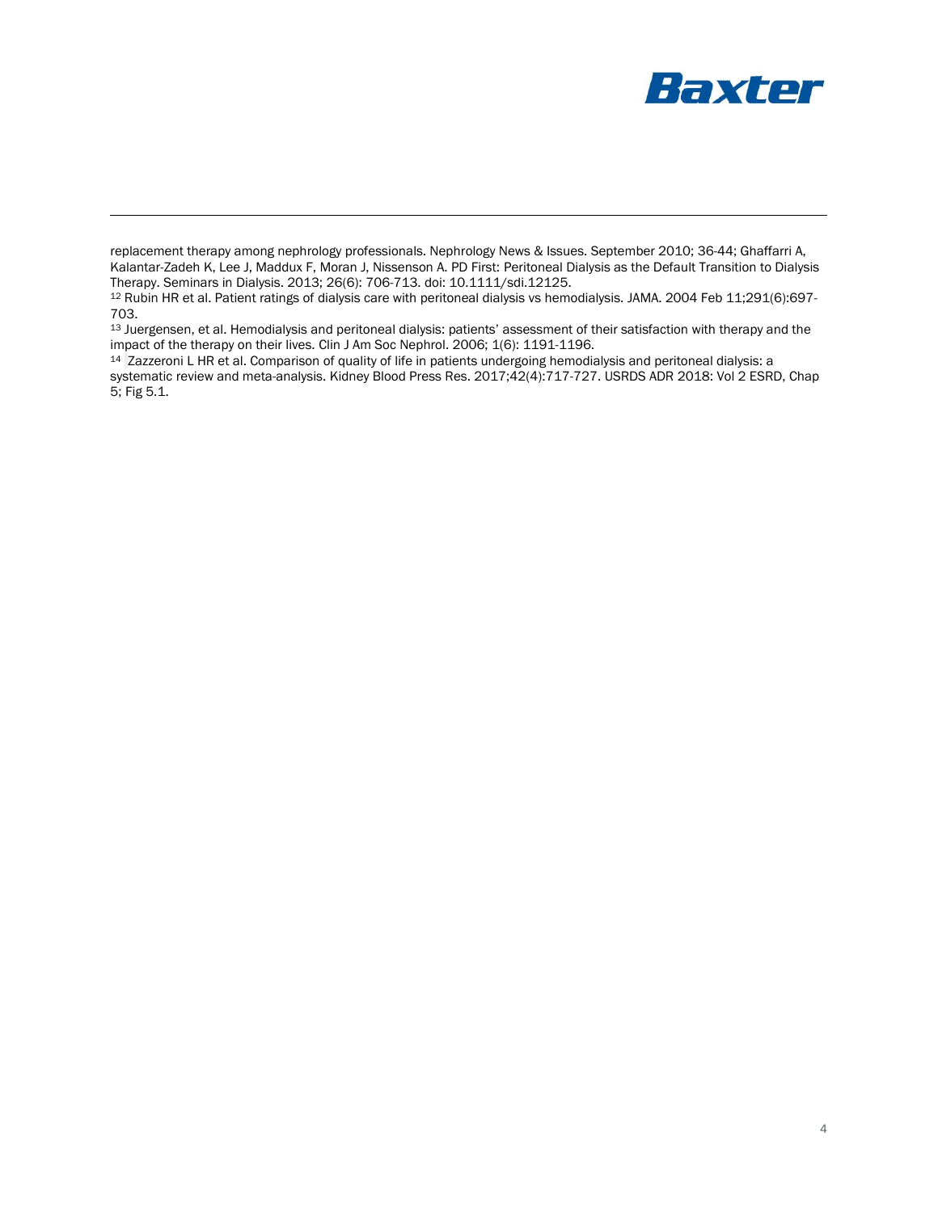replacement therapy among nephrology professionals. Nephrology News & Issues. September 2010; 36-44; Ghaffarri A, Kalantar-Zadeh K, Lee J, Maddux F, Moran J, Nissenson A. PD First: Peritoneal Dialysis as the Default Transition to Dialysis Therapy. Seminars in Dialysis. 2013; 26(6): 706-713. doi: 10.1111/sdi.12125.

[12] Rubin HR et al. Patient ratings of dialysis care with peritoneal dialysis vs hemodialysis. JAMA. 2004 Feb 11;291(6):697-703.

[13] Juergensen, et al. Hemodialysis and peritoneal dialysis: patients' assessment of their satisfaction with therapy and the impact of the therapy on their lives. Clin J Am Soc Nephrol. 2006; 1(6): 1191-1196.

[14] Zazzeroni L HR et al. Comparison of quality of life in patients undergoing hemodialysis and peritoneal dialysis: a systematic review and meta-analysis. Kidney Blood Press Res. 2017;42(4):717-727. USRDS ADR 2018: Vol 2 ESRD, Chap 5; Fig 5.1.